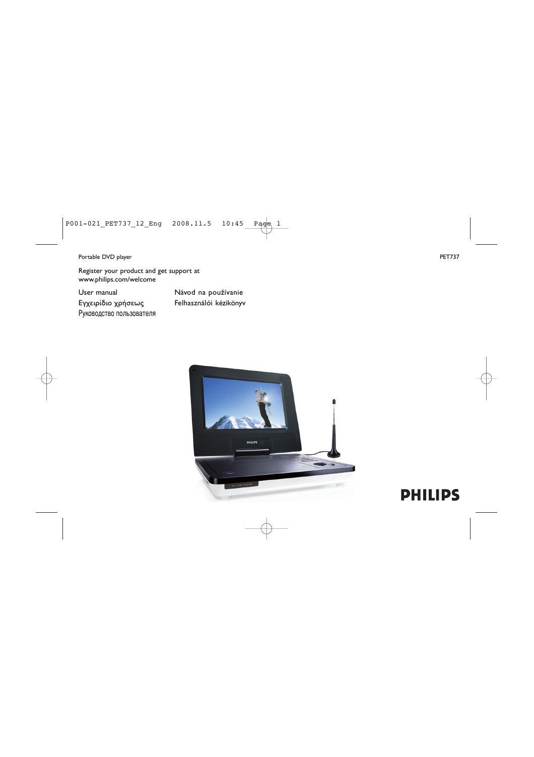Portable DVD player

PET737

Register your product and get support at
www.philips.com/welcome

User manual

Εγχειρίδιο χρήσεως

Руководство пользователя

Návod na používanie

Felhasználói kézikönyv

PHILIPS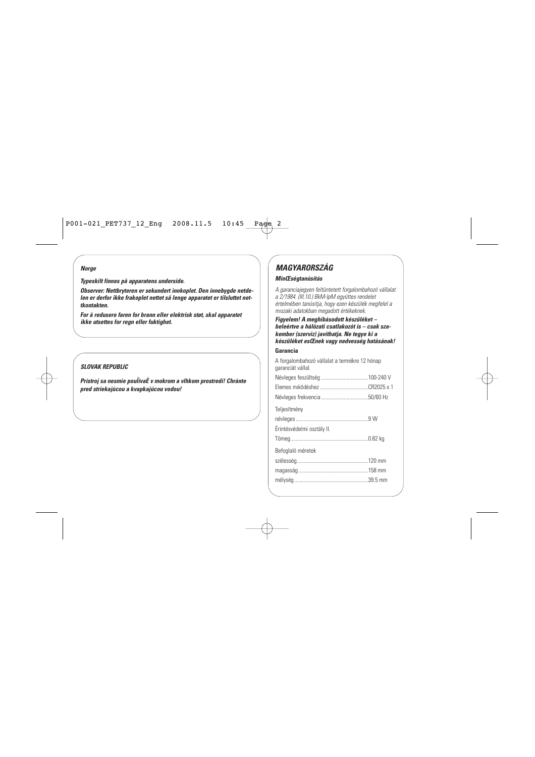***Norge***

***Typeskilt finnes på apparatens underside.***

***Observer: Nettbryteren er sekundert innkoplet. Den innebygde netdelen er derfor ikke frakoplet nettet så lenge apparatet er tilsluttet nettkontakten.***

***For å redusere faren for brann eller elektrisk støt, skal apparatet ikke utsettes for regn eller fuktighet.***

***SLOVAK REPUBLIC***

***Prístroj sa nesmie pouÏívaÈ v mokrom a vlhkom prostredí! Chránte pred striekajúcou a kvapkajúcou vodou!***

## *MAGYARORSZÁG*

***MinŒségtanúsítás***

*A garanciajegyen feltüntetett forgalombahozó vállalat a 2/1984. (III.10.) BkM-IpM együttes rendelet értelmében tanúsítja, hogy ezen készülék megfelel a mıszaki adatokban megadott értékeknek.*

***Figyelem! A meghibásodott készüléket – beleértve a hálózati csatlakozót is – csak szakember (szerviz) javíthatja. Ne tegye ki a készüléket esŒnek vagy nedvesség hatásának!***

**Garancia**

A forgalombahozó vállalat a termékre 12 hónap garanciát vállal.

Névleges feszültség ....................................100-240 V

Elemes mıködéshez ....................................CR2025 x 1

Névleges frekvencia ....................................50/60 Hz

Teljesítmény

névleges .......................................................9 W

Érintésvédelmi osztály II.

Tömeg...........................................................0.82 kg

Befoglaló méretek

szélesség.......................................................120 mm

magasság......................................................158 mm

mélység........................................................39.5 mm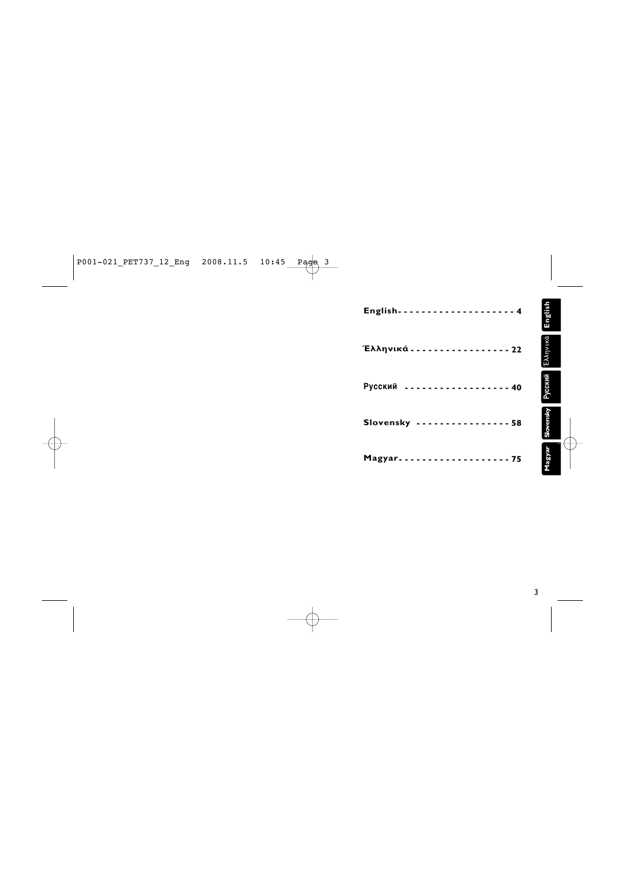English - - - - - - - - - - - - - - - - - - - - 4

Ελληνικά - - - - - - - - - - - - - - - - - 22

Русский - - - - - - - - - - - - - - - - - - 40

Slovensky - - - - - - - - - - - - - - - - 58

Magyar - - - - - - - - - - - - - - - - - - - 75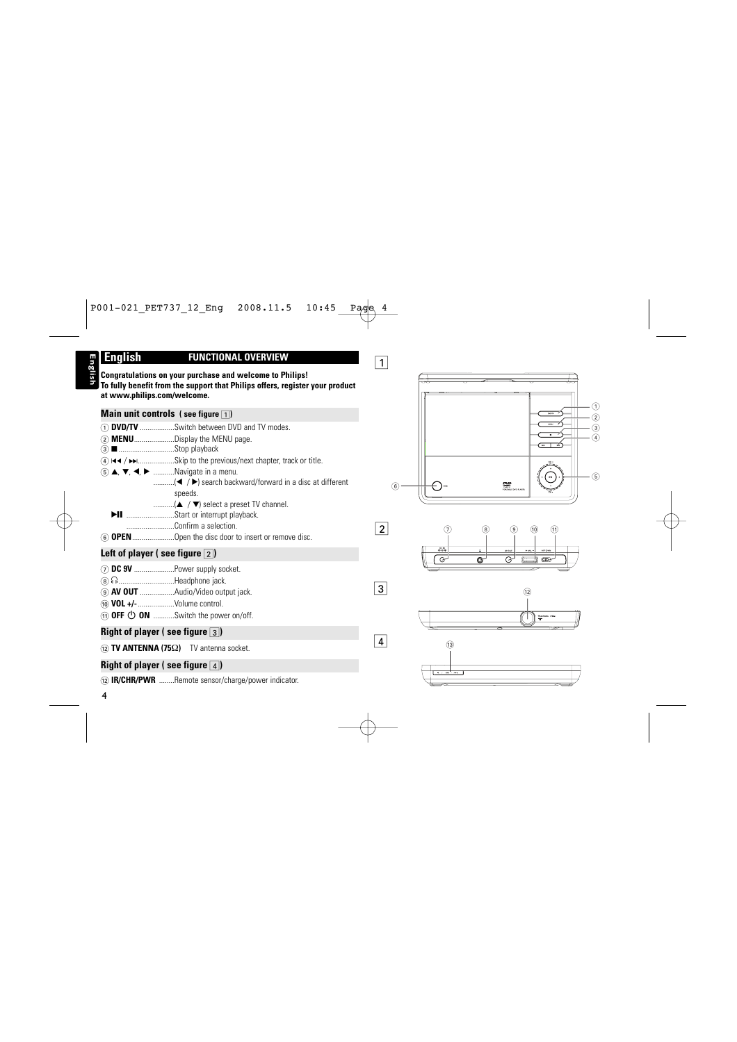# English

## FUNCTIONAL OVERVIEW

**Congratulations on your purchase and welcome to Philips!**
**To fully benefit from the support that Philips offers, register your product at www.philips.com/welcome.**

### Main unit controls (see figure 1)

1. **DVD/TV** .................. Switch between DVD and TV modes.
2. **MENU** .................... Display the MENU page.
3. ■ .............................. Stop playback
4. ⏮ / ⏭ ..................... Skip to the previous/next chapter, track or title.
5. ▲, ▼, ◀, ▶ .......... Navigate in a menu.
   .......... (◀ / ▶) search backward/forward in a disc at different speeds.
   .......... (▲ / ▼) select a preset TV channel.
   **▶II** ......................... Start or interrupt playback.
   ......................... Confirm a selection.
6. **OPEN** ..................... Open the disc door to insert or remove disc.

### Left of player (see figure 2)

7. **DC 9V** .................... Power supply socket.
8. 🎧 ............................. Headphone jack.
9. **AV OUT** .................. Audio/Video output jack.
10. **VOL +/-** .................. Volume control.
11. **OFF ⏻ ON** .......... Switch the power on/off.

### Right of player (see figure 3)

12. **TV ANTENNA (75Ω)** TV antenna socket.

### Right of player (see figure 4)

12. **IR/CHR/PWR** ........ Remote sensor/charge/power indicator.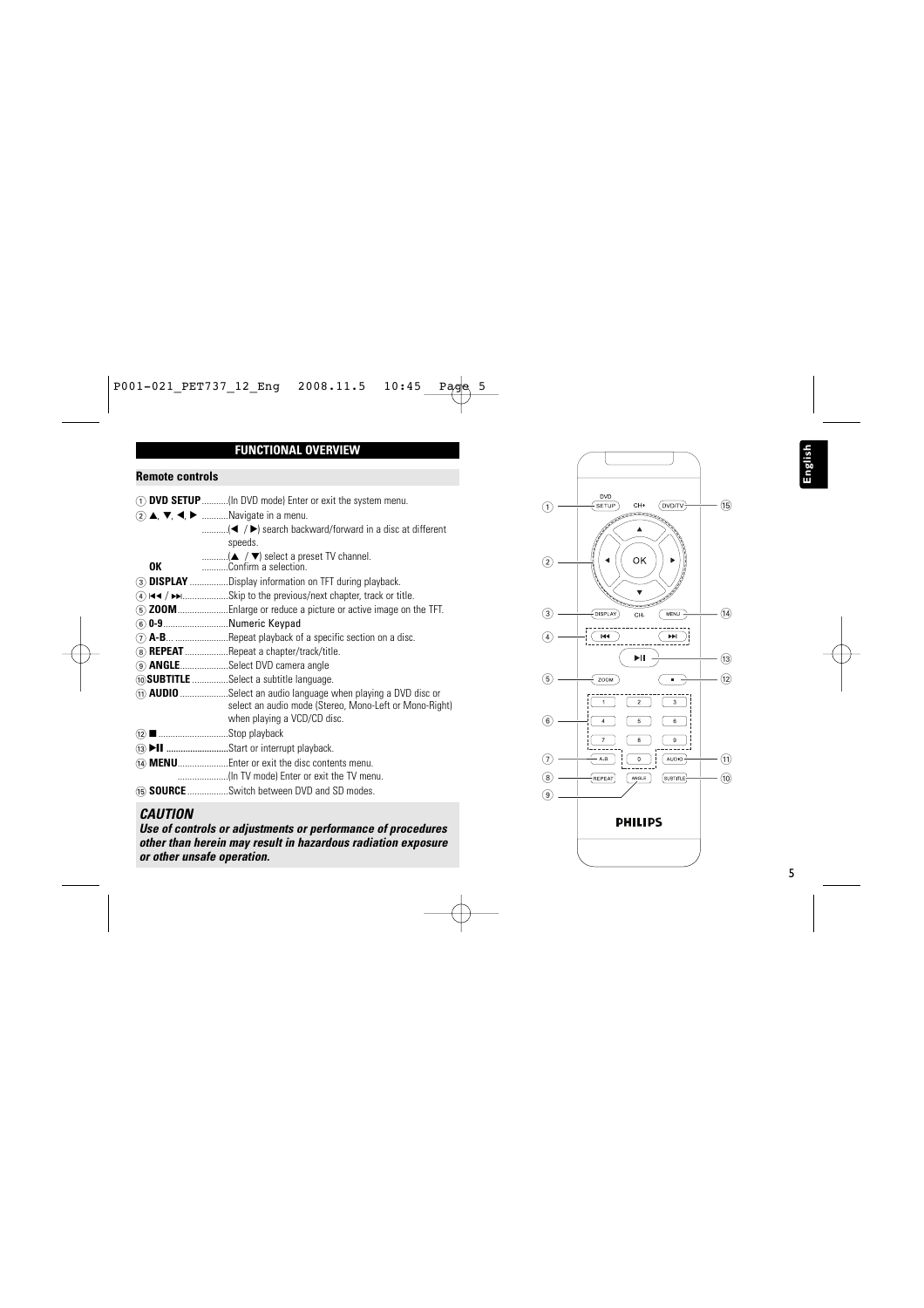## FUNCTIONAL OVERVIEW

### Remote controls

1. **DVD SETUP** ............(In DVD mode) Enter or exit the system menu.
2. ▲, ▼, ◀, ▶ ...........Navigate in a menu.
   ...........(◀ / ▶) search backward/forward in a disc at different speeds.
   ...........(▲ / ▼) select a preset TV channel.
   **OK** ...........Confirm a selection.
3. **DISPLAY** ................Display information on TFT during playback.
4. ⏮ / ⏭...................Skip to the previous/next chapter, track or title.
5. **ZOOM**.....................Enlarge or reduce a picture or active image on the TFT.
6. **0-9**...........................Numeric Keypad
7. **A-B**... .......................Repeat playback of a specific section on a disc.
8. **REPEAT**..................Repeat a chapter/track/title.
9. **ANGLE**....................Select DVD camera angle
10. **SUBTITLE** ................Select a subtitle language.
11. **AUDIO** ....................Select an audio language when playing a DVD disc or select an audio mode (Stereo, Mono-Left or Mono-Right) when playing a VCD/CD disc.
12. ■..............................Stop playback
13. ▶II ..........................Start or interrupt playback.
14. **MENU**.....................Enter or exit the disc contents menu.
    .....................(In TV mode) Enter or exit the TV menu.
15. **SOURCE**.................Switch between DVD and SD modes.

### *CAUTION*

***Use of controls or adjustments or performance of procedures other than herein may result in hazardous radiation exposure or other unsafe operation.***

English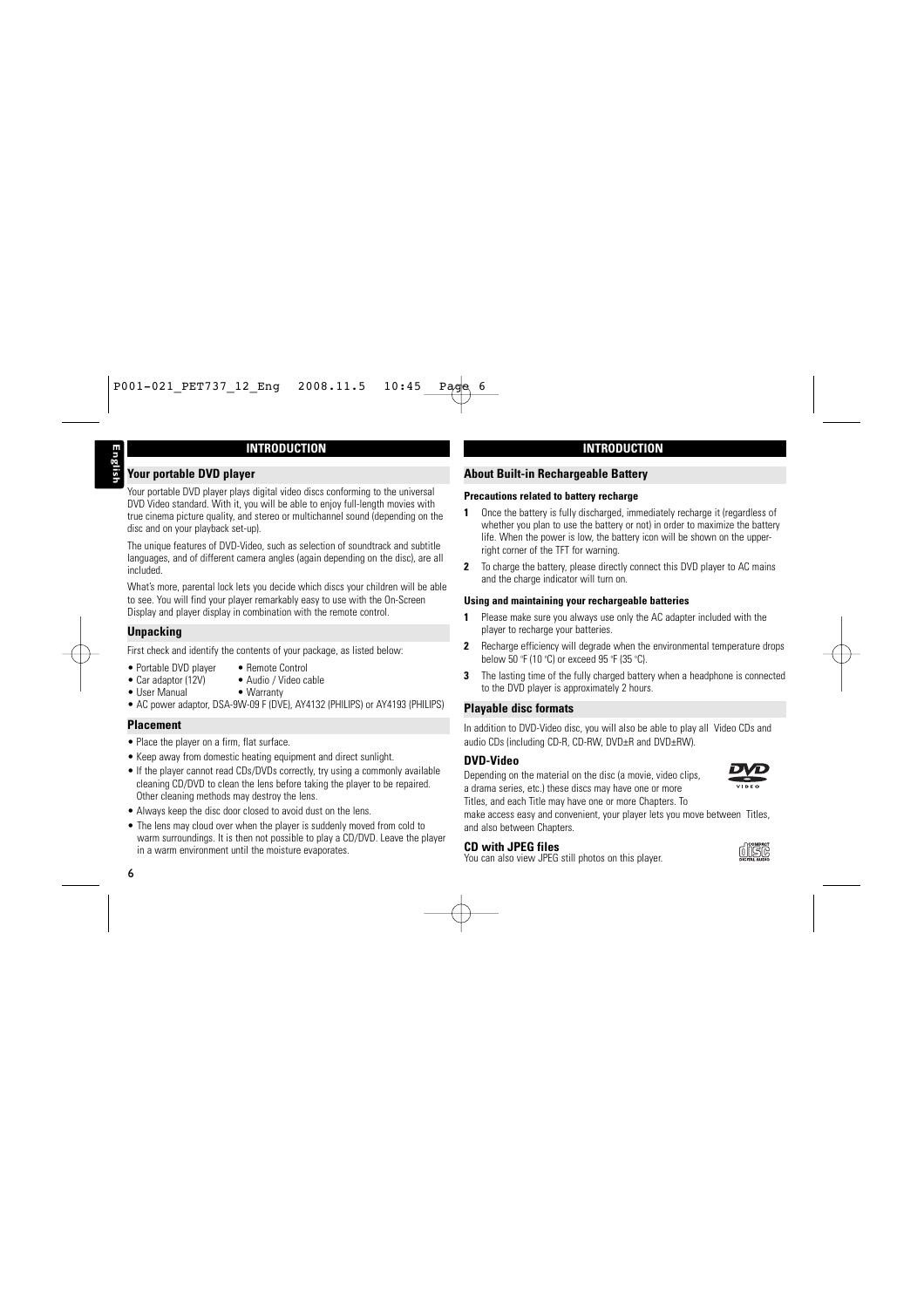## INTRODUCTION

### Your portable DVD player

Your portable DVD player plays digital video discs conforming to the universal DVD Video standard. With it, you will be able to enjoy full-length movies with true cinema picture quality, and stereo or multichannel sound (depending on the disc and on your playback set-up).

The unique features of DVD-Video, such as selection of soundtrack and subtitle languages, and of different camera angles (again depending on the disc), are all included.

What's more, parental lock lets you decide which discs your children will be able to see. You will find your player remarkably easy to use with the On-Screen Display and player display in combination with the remote control.

### Unpacking

First check and identify the contents of your package, as listed below:

- Portable DVD player
- Remote Control
- Car adaptor (12V)
- Audio / Video cable
- User Manual
- Warranty
- AC power adaptor, DSA-9W-09 F (DVE), AY4132 (PHILIPS) or AY4193 (PHILIPS)

### Placement

- Place the player on a firm, flat surface.
- Keep away from domestic heating equipment and direct sunlight.
- If the player cannot read CDs/DVDs correctly, try using a commonly available cleaning CD/DVD to clean the lens before taking the player to be repaired. Other cleaning methods may destroy the lens.
- Always keep the disc door closed to avoid dust on the lens.
- The lens may cloud over when the player is suddenly moved from cold to warm surroundings. It is then not possible to play a CD/DVD. Leave the player in a warm environment until the moisture evaporates.

## INTRODUCTION

### About Built-in Rechargeable Battery

**Precautions related to battery recharge**

1. Once the battery is fully discharged, immediately recharge it (regardless of whether you plan to use the battery or not) in order to maximize the battery life. When the power is low, the battery icon will be shown on the upper-right corner of the TFT for warning.
2. To charge the battery, please directly connect this DVD player to AC mains and the charge indicator will turn on.

**Using and maintaining your rechargeable batteries**

1. Please make sure you always use only the AC adapter included with the player to recharge your batteries.
2. Recharge efficiency will degrade when the environmental temperature drops below 50 °F (10 °C) or exceed 95 °F (35 °C).
3. The lasting time of the fully charged battery when a headphone is connected to the DVD player is approximately 2 hours.

### Playable disc formats

In addition to DVD-Video disc, you will also be able to play all Video CDs and audio CDs (including CD-R, CD-RW, DVD±R and DVD±RW).

#### DVD-Video

Depending on the material on the disc (a movie, video clips, a drama series, etc.) these discs may have one or more Titles, and each Title may have one or more Chapters. To make access easy and convenient, your player lets you move between Titles, and also between Chapters.

#### CD with JPEG files

You can also view JPEG still photos on this player.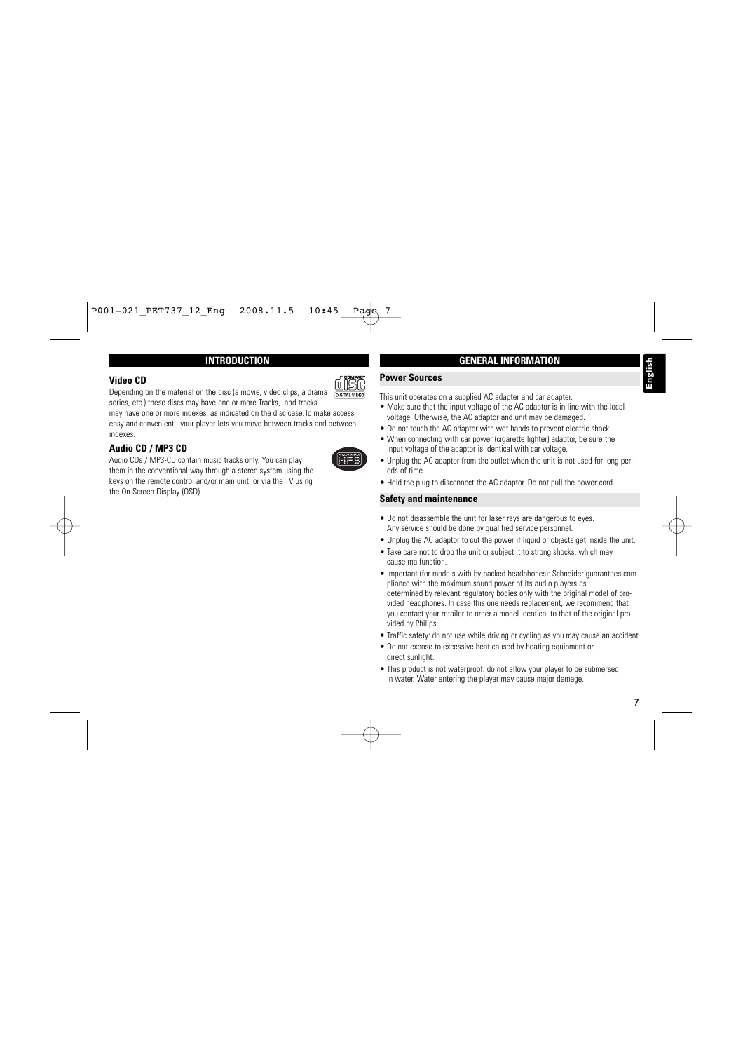## INTRODUCTION

### Video CD

Depending on the material on the disc (a movie, video clips, a drama series, etc.) these discs may have one or more Tracks, and tracks may have one or more indexes, as indicated on the disc case.To make access easy and convenient, your player lets you move between tracks and between indexes.

### Audio CD / MP3 CD

Audio CDs / MP3-CD contain music tracks only. You can play them in the conventional way through a stereo system using the keys on the remote control and/or main unit, or via the TV using the On Screen Display (OSD).

## GENERAL INFORMATION

### Power Sources

This unit operates on a supplied AC adapter and car adapter.

- Make sure that the input voltage of the AC adaptor is in line with the local voltage. Otherwise, the AC adaptor and unit may be damaged.
- Do not touch the AC adaptor with wet hands to prevent electric shock.
- When connecting with car power (cigarette lighter) adaptor, be sure the input voltage of the adaptor is identical with car voltage.
- Unplug the AC adaptor from the outlet when the unit is not used for long periods of time.
- Hold the plug to disconnect the AC adaptor. Do not pull the power cord.

### Safety and maintenance

- Do not disassemble the unit for laser rays are dangerous to eyes. Any service should be done by qualified service personnel.
- Unplug the AC adaptor to cut the power if liquid or objects get inside the unit.
- Take care not to drop the unit or subject it to strong shocks, which may cause malfunction.
- Important (for models with by-packed headphones): Schneider guarantees compliance with the maximum sound power of its audio players as determined by relevant regulatory bodies only with the original model of provided headphones. In case this one needs replacement, we recommend that you contact your retailer to order a model identical to that of the original provided by Philips.
- Traffic safety: do not use while driving or cycling as you may cause an accident
- Do not expose to excessive heat caused by heating equipment or direct sunlight.
- This product is not waterproof: do not allow your player to be submersed in water. Water entering the player may cause major damage.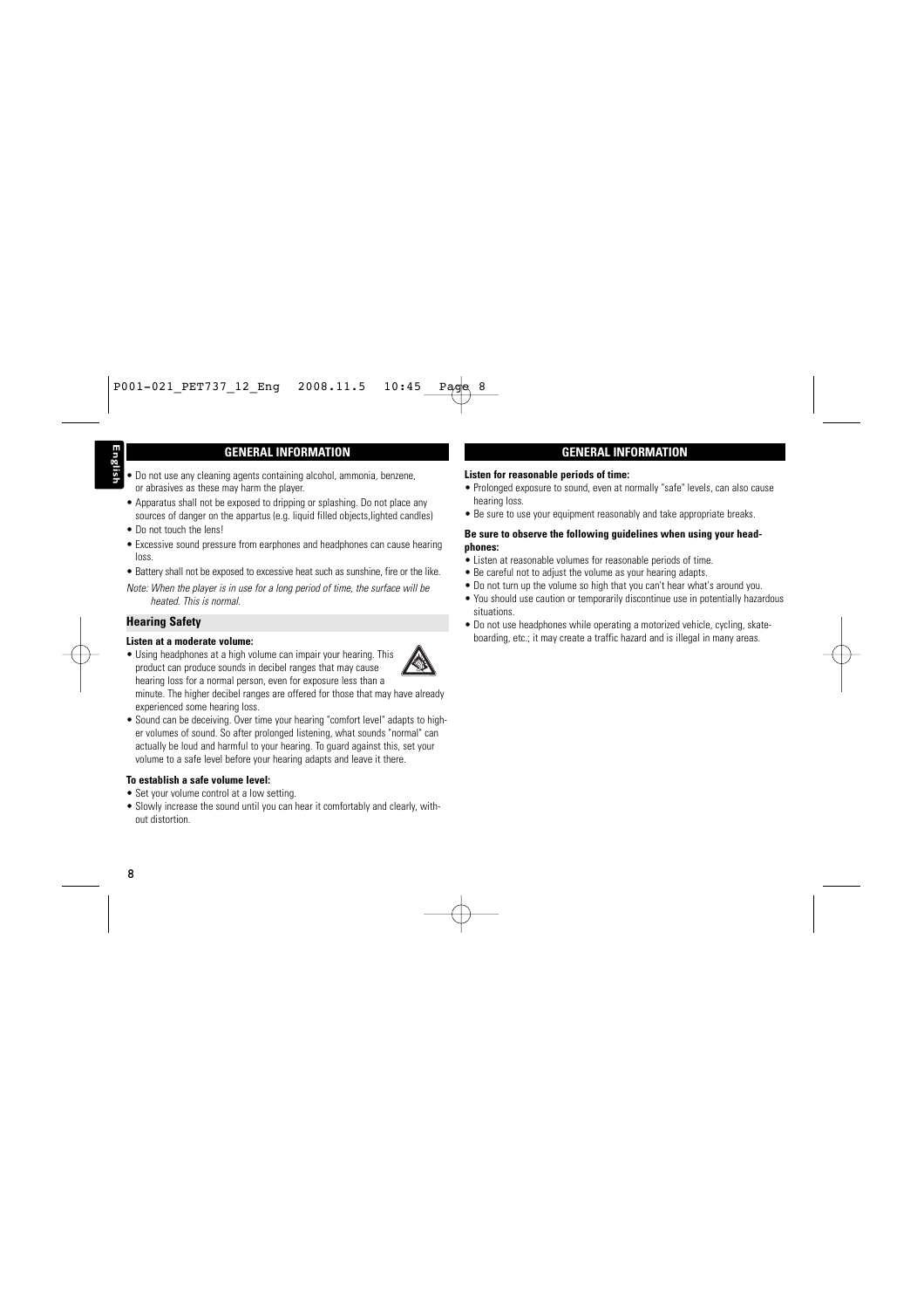## GENERAL INFORMATION

- Do not use any cleaning agents containing alcohol, ammonia, benzene, or abrasives as these may harm the player.
- Apparatus shall not be exposed to dripping or splashing. Do not place any sources of danger on the appartus (e.g. liquid filled objects,lighted candles)
- Do not touch the lens!
- Excessive sound pressure from earphones and headphones can cause hearing loss.
- Battery shall not be exposed to excessive heat such as sunshine, fire or the like.

*Note: When the player is in use for a long period of time, the surface will be heated. This is normal.*

### Hearing Safety

**Listen at a moderate volume:**

- Using headphones at a high volume can impair your hearing. This product can produce sounds in decibel ranges that may cause hearing loss for a normal person, even for exposure less than a minute. The higher decibel ranges are offered for those that may have already experienced some hearing loss.
- Sound can be deceiving. Over time your hearing "comfort level" adapts to higher volumes of sound. So after prolonged listening, what sounds "normal" can actually be loud and harmful to your hearing. To guard against this, set your volume to a safe level before your hearing adapts and leave it there.

**To establish a safe volume level:**

- Set your volume control at a low setting.
- Slowly increase the sound until you can hear it comfortably and clearly, without distortion.

## GENERAL INFORMATION

**Listen for reasonable periods of time:**

- Prolonged exposure to sound, even at normally "safe" levels, can also cause hearing loss.
- Be sure to use your equipment reasonably and take appropriate breaks.

**Be sure to observe the following guidelines when using your headphones:**

- Listen at reasonable volumes for reasonable periods of time.
- Be careful not to adjust the volume as your hearing adapts.
- Do not turn up the volume so high that you can't hear what's around you.
- You should use caution or temporarily discontinue use in potentially hazardous situations.
- Do not use headphones while operating a motorized vehicle, cycling, skateboarding, etc.; it may create a traffic hazard and is illegal in many areas.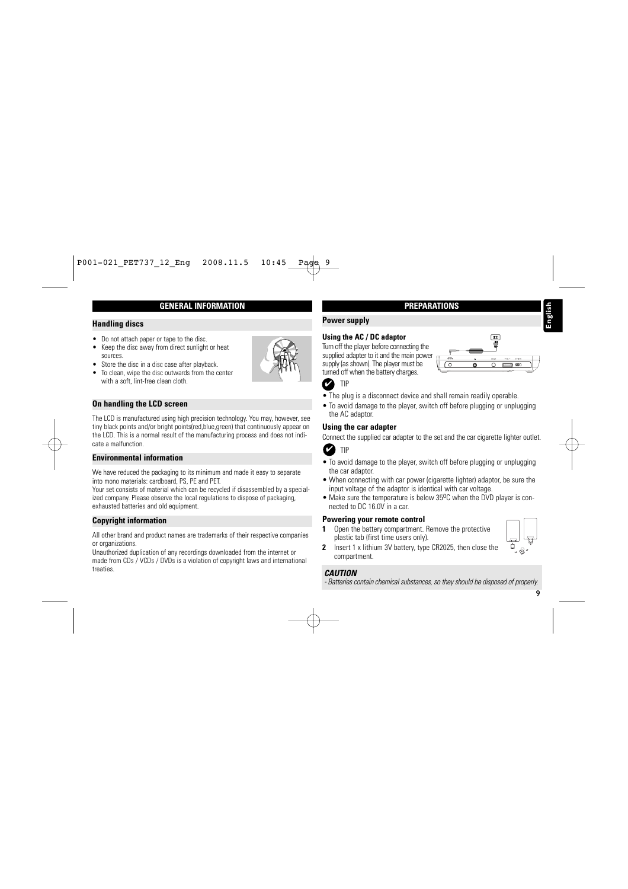## GENERAL INFORMATION

### Handling discs

- Do not attach paper or tape to the disc.
- Keep the disc away from direct sunlight or heat sources.
- Store the disc in a disc case after playback.
- To clean, wipe the disc outwards from the center with a soft, lint-free clean cloth.

### On handling the LCD screen

The LCD is manufactured using high precision technology. You may, however, see tiny black points and/or bright points(red,blue,green) that continuously appear on the LCD. This is a normal result of the manufacturing process and does not indicate a malfunction.

### Environmental information

We have reduced the packaging to its minimum and made it easy to separate into mono materials: cardboard, PS, PE and PET.
Your set consists of material which can be recycled if disassembled by a specialized company. Please observe the local regulations to dispose of packaging, exhausted batteries and old equipment.

### Copyright information

All other brand and product names are trademarks of their respective companies or organizations.
Unauthorized duplication of any recordings downloaded from the internet or made from CDs / VCDs / DVDs is a violation of copyright laws and international treaties.

## PREPARATIONS

### Power supply

**Using the AC / DC adaptor**

Turn off the player before connecting the supplied adapter to it and the main power supply (as shown). The player must be turned off when the battery charges.

✔ TIP

- The plug is a disconnect device and shall remain readily operable.
- To avoid damage to the player, switch off before plugging or unplugging the AC adaptor.

**Using the car adapter**

Connect the supplied car adapter to the set and the car cigarette lighter outlet.

✔ TIP

- To avoid damage to the player, switch off before plugging or unplugging the car adaptor.
- When connecting with car power (cigarette lighter) adaptor, be sure the input voltage of the adaptor is identical with car voltage.
- Make sure the temperature is below 35ºC when the DVD player is connected to DC 16.0V in a car.

**Powering your remote control**

1. Open the battery compartment. Remove the protective plastic tab (first time users only).
2. Insert 1 x lithium 3V battery, type CR2025, then close the compartment.

***CAUTION***

*- Batteries contain chemical substances, so they should be disposed of properly.*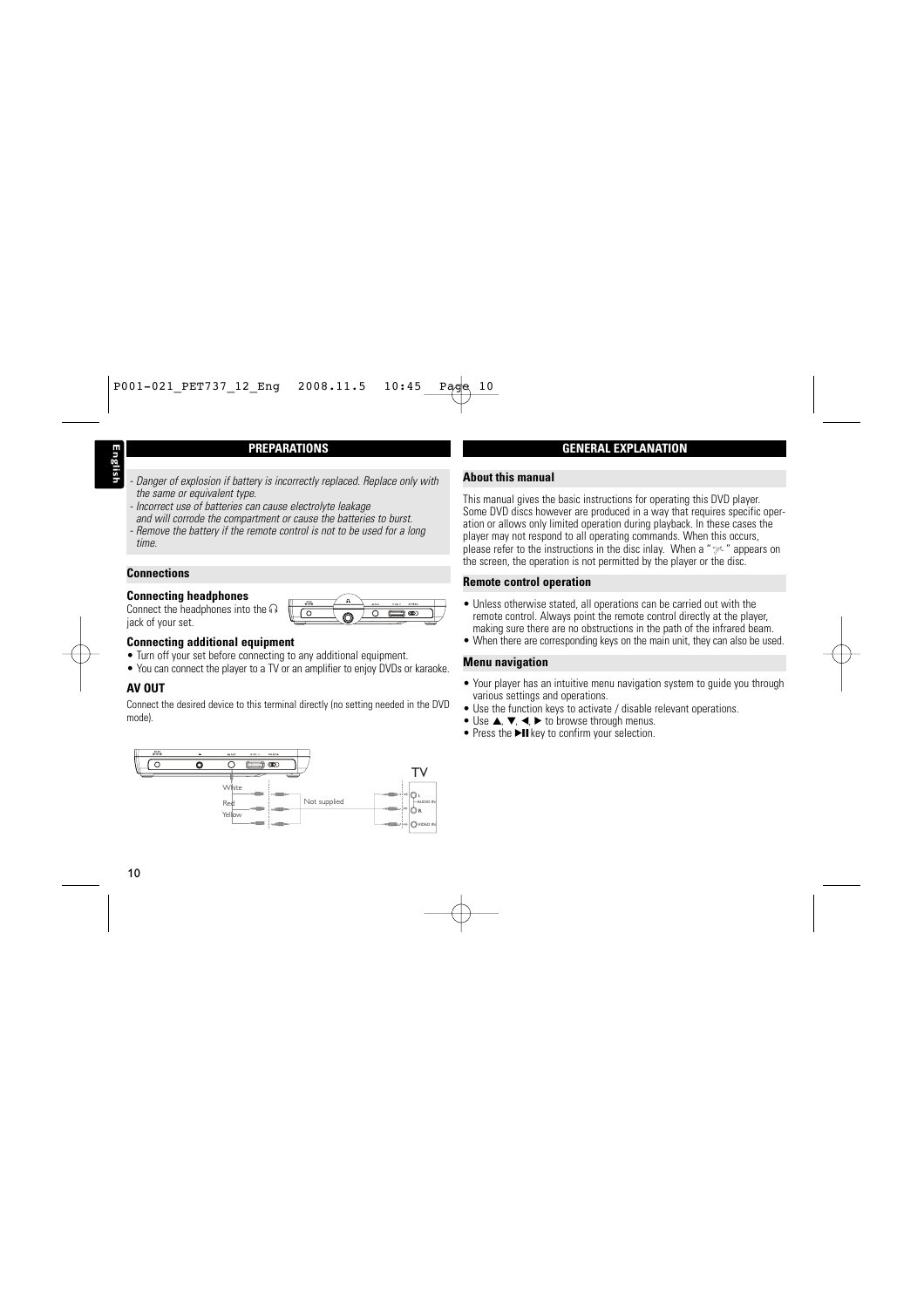## PREPARATIONS

- *Danger of explosion if battery is incorrectly replaced. Replace only with the same or equivalent type.*
- *Incorrect use of batteries can cause electrolyte leakage and will corrode the compartment or cause the batteries to burst.*
- *Remove the battery if the remote control is not to be used for a long time.*

### Connections

**Connecting headphones**

Connect the headphones into the 🎧 jack of your set.

**Connecting additional equipment**

- Turn off your set before connecting to any additional equipment.
- You can connect the player to a TV or an amplifier to enjoy DVDs or karaoke.

**AV OUT**

Connect the desired device to this terminal directly (no setting needed in the DVD mode).

White
Red
Yellow
Not supplied
TV

## GENERAL EXPLANATION

### About this manual

This manual gives the basic instructions for operating this DVD player. Some DVD discs however are produced in a way that requires specific operation or allows only limited operation during playback. In these cases the player may not respond to all operating commands. When this occurs, please refer to the instructions in the disc inlay. When a "🚫" appears on the screen, the operation is not permitted by the player or the disc.

### Remote control operation

- Unless otherwise stated, all operations can be carried out with the remote control. Always point the remote control directly at the player, making sure there are no obstructions in the path of the infrared beam.
- When there are corresponding keys on the main unit, they can also be used.

### Menu navigation

- Your player has an intuitive menu navigation system to guide you through various settings and operations.
- Use the function keys to activate / disable relevant operations.
- Use ▲, ▼, ◀, ▶ to browse through menus.
- Press the ▶II key to confirm your selection.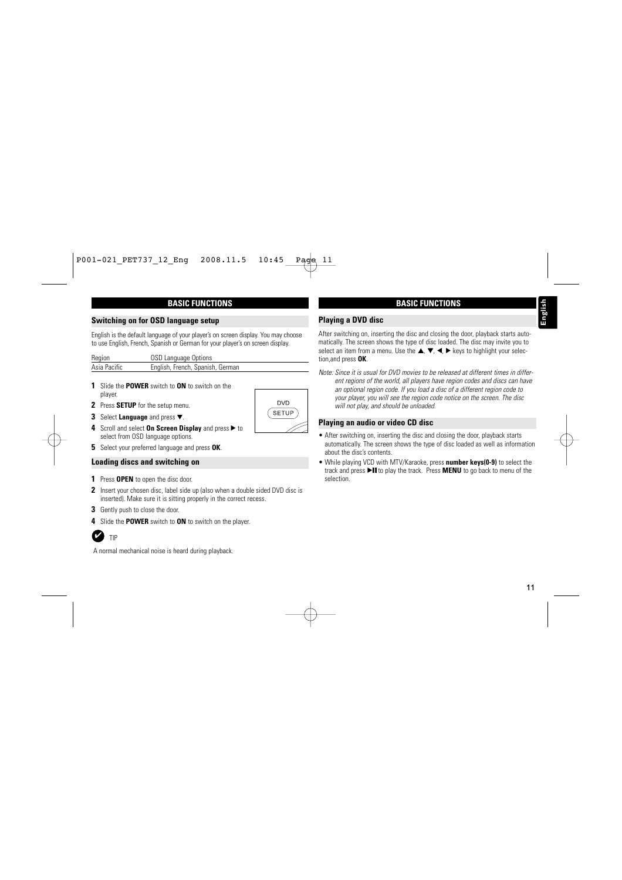## BASIC FUNCTIONS

### Switching on for OSD language setup

English is the default language of your player's on screen display. You may choose to use English, French, Spanish or German for your player's on screen display.

| Region | OSD Language Options |
|---|---|
| Asia Pacific | English, French, Spanish, German |

**1** Slide the **POWER** switch to **ON** to switch on the player.

**2** Press **SETUP** for the setup menu.

**3** Select **Language** and press ▼.

**4** Scroll and select **On Screen Display** and press ▶ to select from OSD language options.

**5** Select your preferred language and press **OK**.

### Loading discs and switching on

**1** Press **OPEN** to open the disc door.

**2** Insert your chosen disc, label side up (also when a double sided DVD disc is inserted). Make sure it is sitting properly in the correct recess.

**3** Gently push to close the door.

**4** Slide the **POWER** switch to **ON** to switch on the player.

TIP

A normal mechanical noise is heard during playback.

## BASIC FUNCTIONS

### Playing a DVD disc

After switching on, inserting the disc and closing the door, playback starts automatically. The screen shows the type of disc loaded. The disc may invite you to select an item from a menu. Use the ▲, ▼, ◀, ▶ keys to highlight your selection,and press **OK**.

*Note: Since it is usual for DVD movies to be released at different times in different regions of the world, all players have region codes and discs can have an optional region code. If you load a disc of a different region code to your player, you will see the region code notice on the screen. The disc will not play, and should be unloaded.*

### Playing an audio or video CD disc

- After switching on, inserting the disc and closing the door, playback starts automatically. The screen shows the type of disc loaded as well as information about the disc's contents.
- While playing VCD with MTV/Karaoke, press **number keys(0-9)** to select the track and press ▶II to play the track. Press **MENU** to go back to menu of the selection.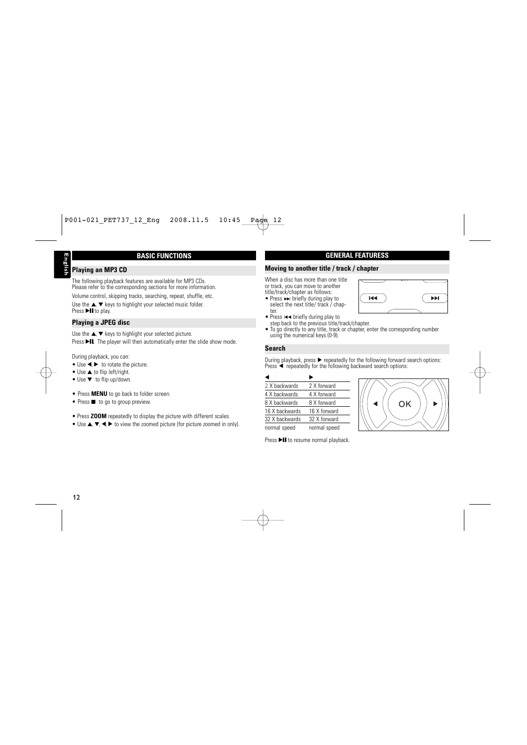## BASIC FUNCTIONS

### Playing an MP3 CD

The following playback features are available for MP3 CDs. Please refer to the corresponding sections for more information.

Volume control, skipping tracks, searching, repeat, shuffle, etc.

Use the ▲, ▼ keys to highlight your selected music folder. Press ▶II to play.

### Playing a JPEG disc

Use the ▲, ▼ keys to highlight your selected picture.

Press ▶II. The player will then automatically enter the slide show mode.

During playback, you can:

- Use ◀, ▶ to rotate the picture.
- Use ▲ to flip left/right.
- Use ▼ to flip up/down.

- Press **MENU** to go back to folder screen.
- Press ■ to go to group preview.

- Press **ZOOM** repeatedly to display the picture with different scales.
- Use ▲, ▼, ◀ ▶ to view the zoomed picture (for picture zoomed in only).

## GENERAL FEATURESS

### Moving to another title / track / chapter

When a disc has more than one title or track, you can move to another title/track/chapter as follows:

- Press ⏭ briefly during play to select the next title/ track / chapter.
- Press ⏮ briefly during play to step back to the previous title/track/chapter.
- To go directly to any title, track or chapter, enter the corresponding number using the numerical keys (0-9).

### Search

During playback, press ▶ repeatedly for the following forward search options: Press ◀ repeatedly for the following backward search options:

| ◀ | ▶ |
|---|---|
| 2 X backwards | 2 X forward |
| 4 X backwards | 4 X forward |
| 8 X backwards | 8 X forward |
| 16 X backwards | 16 X forward |
| 32 X backwards | 32 X forward |
| normal speed | normal speed |

Press ▶II to resume normal playback.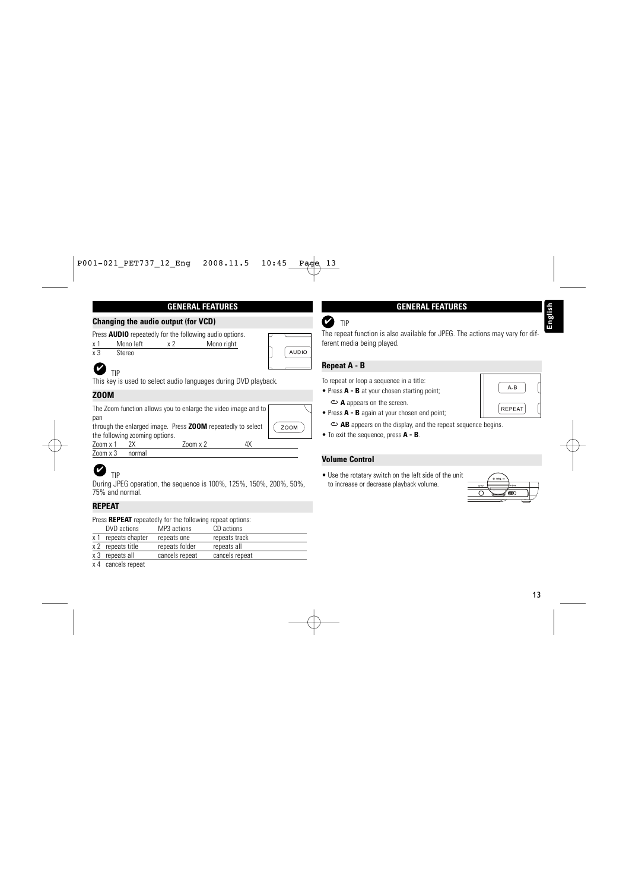## GENERAL FEATURES

### Changing the audio output (for VCD)

Press **AUDIO** repeatedly for the following audio options.

| | | | |
|---|---|---|---|
| x 1 | Mono left | x 2 | Mono right |
| x 3 | Stereo | | |

TIP

This key is used to select audio languages during DVD playback.

### ZOOM

The Zoom function allows you to enlarge the video image and to pan through the enlarged image. Press **ZOOM** repeatedly to select the following zooming options.

| | | | |
|---|---|---|---|
| Zoom x 1 | 2X | Zoom x 2 | 4X |
| Zoom x 3 | normal | | |

TIP

During JPEG operation, the sequence is 100%, 125%, 150%, 200%, 50%, 75% and normal.

### REPEAT

Press **REPEAT** repeatedly for the following repeat options:

| | DVD actions | MP3 actions | CD actions |
|---|---|---|---|
| x 1 | repeats chapter | repeats one | repeats track |
| x 2 | repeats title | repeats folder | repeats all |
| x 3 | repeats all | cancels repeat | cancels repeat |
| x 4 | cancels repeat | | |

## GENERAL FEATURES

TIP

The repeat function is also available for JPEG. The actions may vary for different media being played.

### Repeat A - B

To repeat or loop a sequence in a title:

- Press **A - B** at your chosen starting point;

  ➪ **A** appears on the screen.

- Press **A - B** again at your chosen end point;

  ➪ **AB** appears on the display, and the repeat sequence begins.

- To exit the sequence, press **A - B**.

### Volume Control

- Use the rotatary switch on the left side of the unit to increase or decrease playback volume.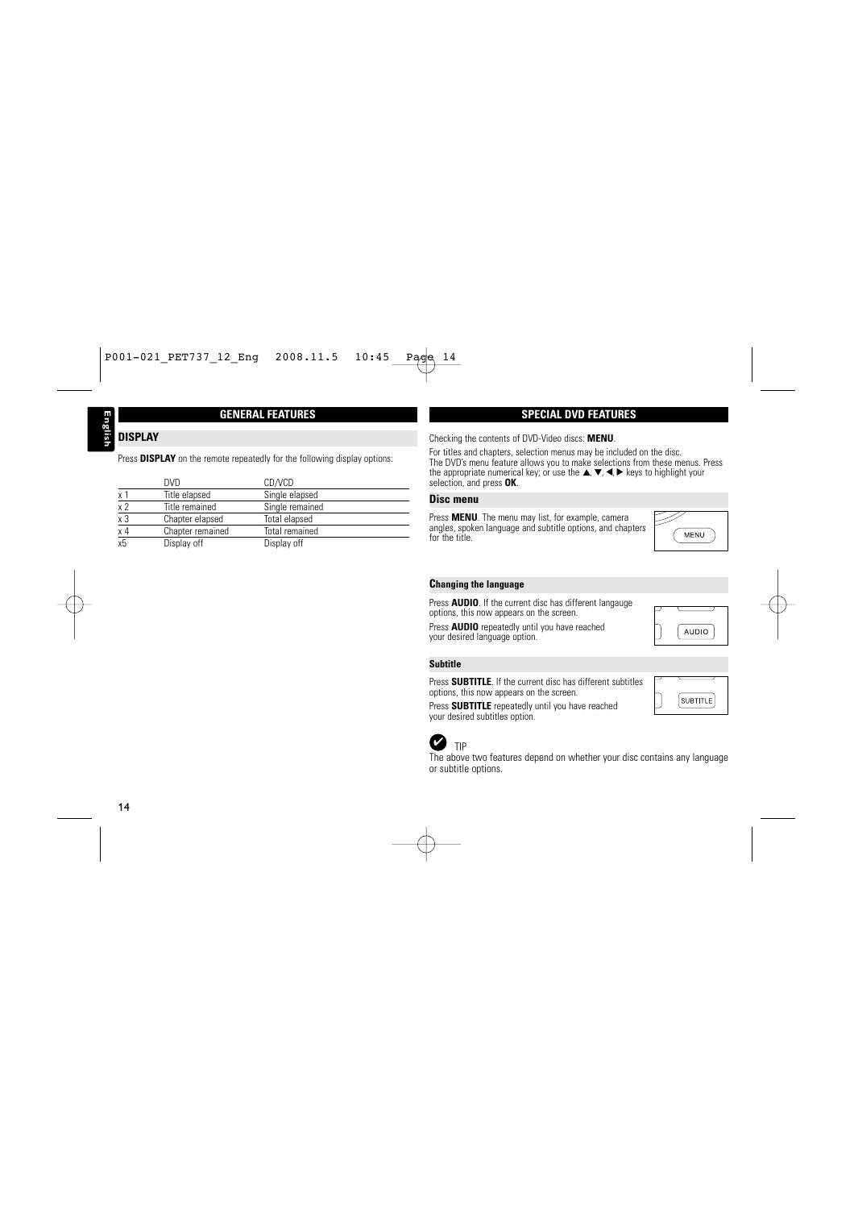## GENERAL FEATURES

### DISPLAY

Press **DISPLAY** on the remote repeatedly for the following display options:

| | DVD | CD/VCD |
|---|---|---|
| x 1 | Title elapsed | Single elapsed |
| x 2 | Title remained | Single remained |
| x 3 | Chapter elapsed | Total elapsed |
| x 4 | Chapter remained | Total remained |
| x5 | Display off | Display off |

## SPECIAL DVD FEATURES

Checking the contents of DVD-Video discs: **MENU**.

For titles and chapters, selection menus may be included on the disc. The DVD's menu feature allows you to make selections from these menus. Press the appropriate numerical key; or use the ▲, ▼, ◀, ▶ keys to highlight your selection, and press **OK**.

### Disc menu

Press **MENU**. The menu may list, for example, camera angles, spoken language and subtitle options, and chapters for the title.

MENU

#### Changing the language

Press **AUDIO**. If the current disc has different langauge options, this now appears on the screen.

Press **AUDIO** repeatedly until you have reached your desired language option.

AUDIO

#### Subtitle

Press **SUBTITLE**. If the current disc has different subtitles options, this now appears on the screen.

Press **SUBTITLE** repeatedly until you have reached your desired subtitles option.

SUBTITLE

✔ TIP

The above two features depend on whether your disc contains any language or subtitle options.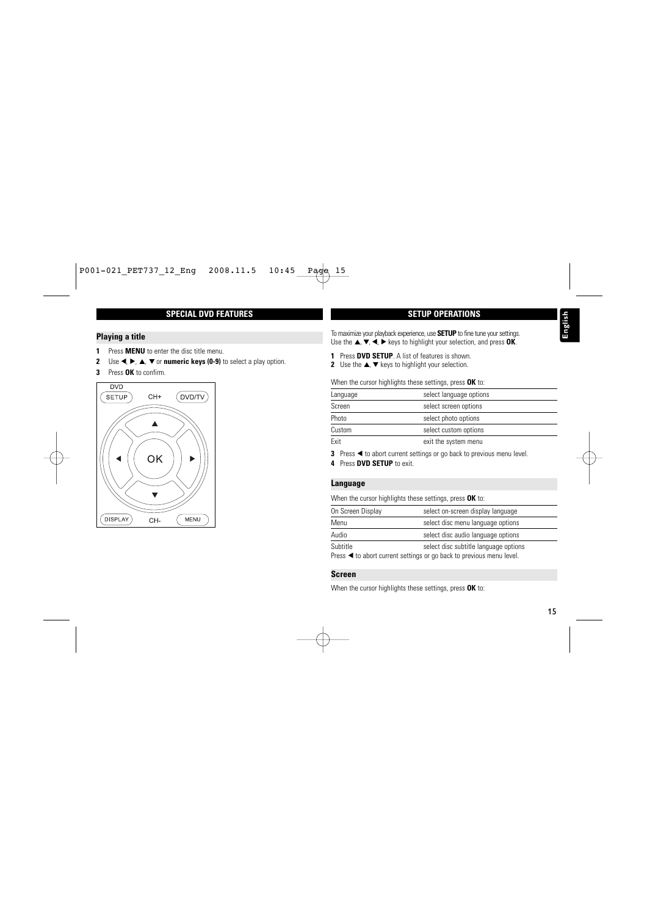## SPECIAL DVD FEATURES

### Playing a title

1. Press **MENU** to enter the disc title menu.
2. Use ◀, ▶, ▲, ▼ or **numeric keys (0-9)** to select a play option.
3. Press **OK** to confirm.

## SETUP OPERATIONS

To maximize your playback experience, use **SETUP** to fine tune your settings.
Use the ▲, ▼, ◀, ▶ keys to highlight your selection, and press **OK**.

1. Press **DVD SETUP**. A list of features is shown.
2. Use the ▲, ▼ keys to highlight your selection.

When the cursor highlights these settings, press **OK** to:

| | |
|---|---|
| Language | select language options |
| Screen | select screen options |
| Photo | select photo options |
| Custom | select custom options |
| Exit | exit the system menu |

3. Press ◀ to abort current settings or go back to previous menu level.
4. Press **DVD SETUP** to exit.

### Language

When the cursor highlights these settings, press **OK** to:

| | |
|---|---|
| On Screen Display | select on-screen display language |
| Menu | select disc menu language options |
| Audio | select disc audio language options |
| Subtitle | select disc subtitle language options |

Press ◀ to abort current settings or go back to previous menu level.

### Screen

When the cursor highlights these settings, press **OK** to: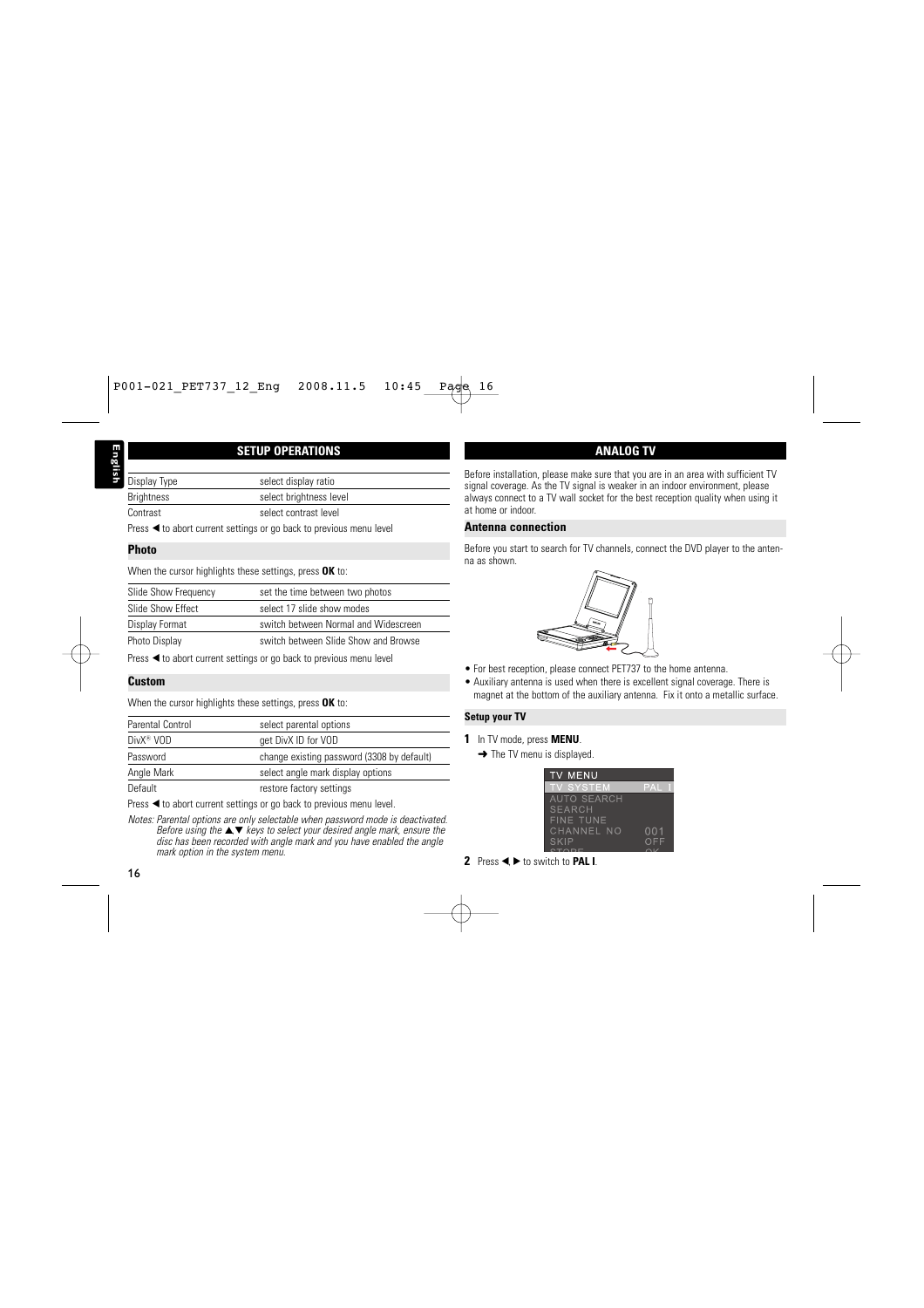## SETUP OPERATIONS

| | |
|---|---|
| Display Type | select display ratio |
| Brightness | select brightness level |
| Contrast | select contrast level |

Press ◀ to abort current settings or go back to previous menu level

### Photo

When the cursor highlights these settings, press **OK** to:

| | |
|---|---|
| Slide Show Frequency | set the time between two photos |
| Slide Show Effect | select 17 slide show modes |
| Display Format | switch between Normal and Widescreen |
| Photo Display | switch between Slide Show and Browse |

Press ◀ to abort current settings or go back to previous menu level

### Custom

When the cursor highlights these settings, press **OK** to:

| | |
|---|---|
| Parental Control | select parental options |
| DivX® VOD | get DivX ID for VOD |
| Password | change existing password (3308 by default) |
| Angle Mark | select angle mark display options |
| Default | restore factory settings |

Press ◀ to abort current settings or go back to previous menu level.

*Notes: Parental options are only selectable when password mode is deactivated. Before using the ▲,▼ keys to select your desired angle mark, ensure the disc has been recorded with angle mark and you have enabled the angle mark option in the system menu.*

## ANALOG TV

Before installation, please make sure that you are in an area with sufficient TV signal coverage. As the TV signal is weaker in an indoor environment, please always connect to a TV wall socket for the best reception quality when using it at home or indoor.

### Antenna connection

Before you start to search for TV channels, connect the DVD player to the antenna as shown.

- For best reception, please connect PET737 to the home antenna.
- Auxiliary antenna is used when there is excellent signal coverage. There is magnet at the bottom of the auxiliary antenna. Fix it onto a metallic surface.

### Setup your TV

**1** In TV mode, press **MENU**.
➜ The TV menu is displayed.

| TV MENU | |
|---|---|
| TV SYSTEM | PAL I |
| AUTO SEARCH | |
| SEARCH | |
| FINE TUNE | |
| CHANNEL NO | 001 |
| SKIP | OFF |
| STORE | OK |

**2** Press ◀, ▶ to switch to **PAL I**.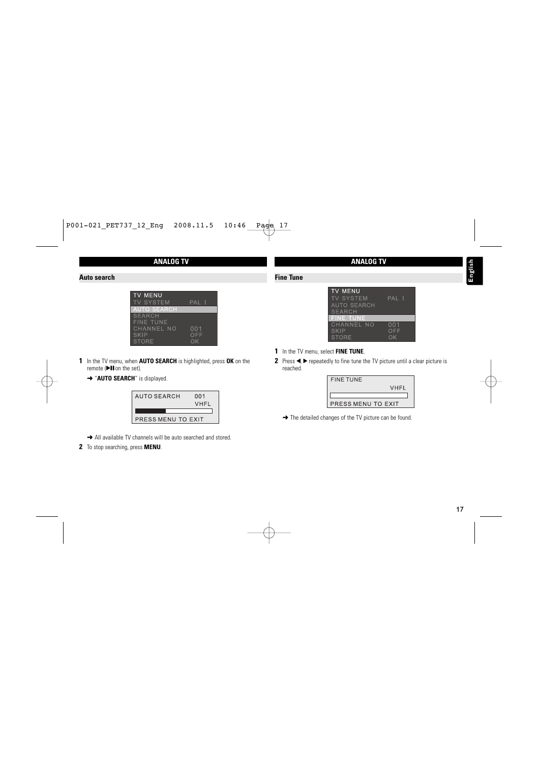## ANALOG TV

### Auto search

```
TV MENU
TV SYSTEM       PAL I
AUTO SEARCH
SEARCH
FINE TUNE
CHANNEL NO      001
SKIP            OFF
STORE           OK
```

**1** In the TV menu, when **AUTO SEARCH** is highlighted, press **OK** on the remote (▶II on the set).

➜ "**AUTO SEARCH**" is displayed.

```
AUTO SEARCH     001
                VHFL
PRESS MENU TO EXIT
```

➜ All available TV channels will be auto searched and stored.

**2** To stop searching, press **MENU**.

## ANALOG TV

### Fine Tune

```
TV MENU
TV SYSTEM       PAL I
AUTO SEARCH
SEARCH
FINE TUNE
CHANNEL NO      001
SKIP            OFF
STORE           OK
```

**1** In the TV menu, select **FINE TUNE**.

**2** Press ◀ ▶ repeatedly to fine tune the TV picture until a clear picture is reached.

```
FINE TUNE
                VHFL
PRESS MENU TO EXIT
```

➜ The detailed changes of the TV picture can be found.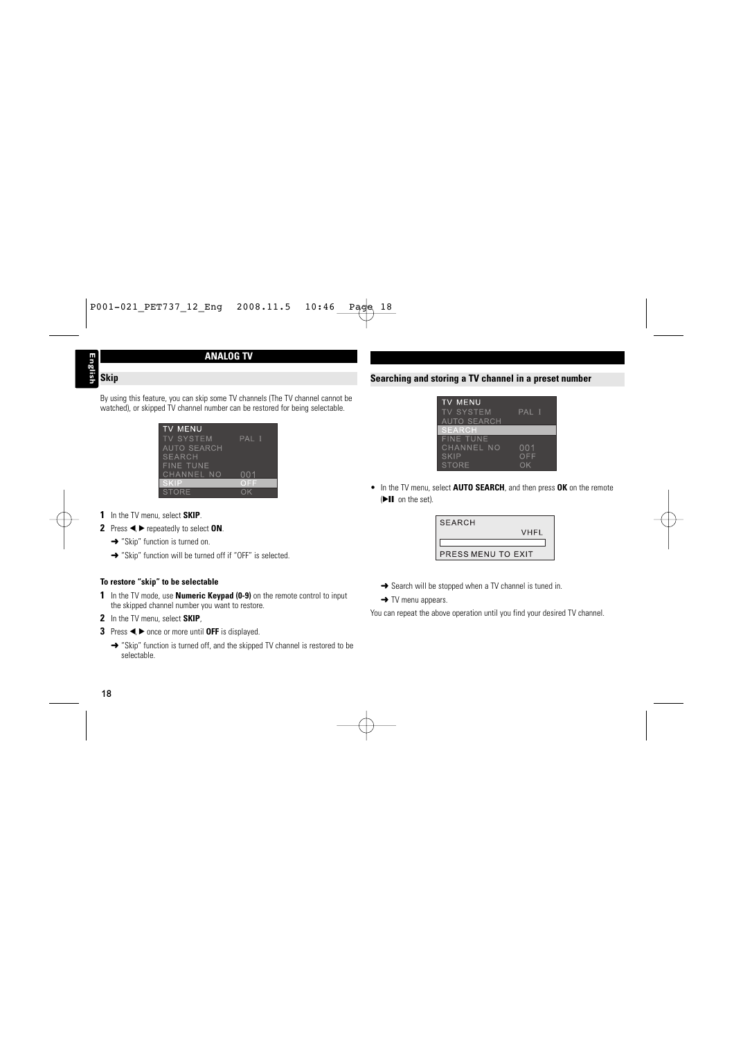## ANALOG TV

### Skip

By using this feature, you can skip some TV channels (The TV channel cannot be watched), or skipped TV channel number can be restored for being selectable.

```
TV MENU
TV SYSTEM        PAL I
AUTO SEARCH
SEARCH
FINE TUNE
CHANNEL NO       001
SKIP             OFF
STORE            OK
```

**1** In the TV menu, select **SKIP**.

**2** Press ◄, ► repeatedly to select **ON**.

➜ "Skip" function is turned on.

➜ "Skip" function will be turned off if "OFF" is selected.

**To restore "skip" to be selectable**

**1** In the TV mode, use **Numeric Keypad (0-9)** on the remote control to input the skipped channel number you want to restore.

**2** In the TV menu, select **SKIP**,

**3** Press ◄, ► once or more until **OFF** is displayed.

➜ "Skip" function is turned off, and the skipped TV channel is restored to be selectable.

### Searching and storing a TV channel in a preset number

```
TV MENU
TV SYSTEM        PAL I
AUTO SEARCH
SEARCH
FINE TUNE
CHANNEL NO       001
SKIP             OFF
STORE            OK
```

- In the TV menu, select **AUTO SEARCH**, and then press **OK** on the remote (►II on the set).

```
SEARCH
                 VHFL

PRESS MENU TO EXIT
```

➜ Search will be stopped when a TV channel is tuned in.

➜ TV menu appears.

You can repeat the above operation until you find your desired TV channel.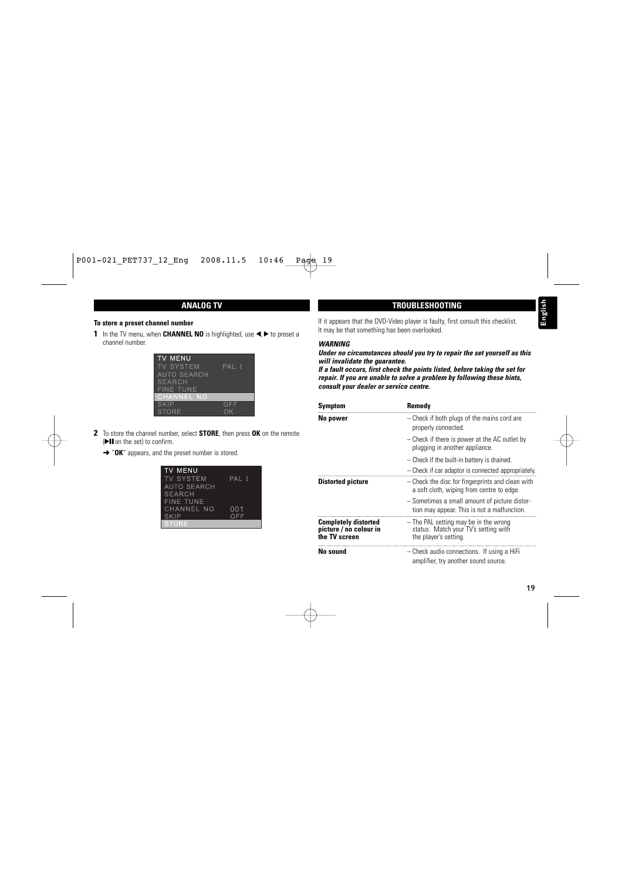## ANALOG TV

**To store a preset channel number**

**1** In the TV menu, when **CHANNEL NO** is highlighted, use ◀, ▶ to preset a channel number.

```
TV MENU
TV SYSTEM      PAL I
AUTO SEARCH
SEARCH
FINE TUNE
CHANNEL NO
SKIP           OFF
STORE          OK
```

**2** To store the channel number, select **STORE**, then press **OK** on the remote (▶II on the set) to confirm.

➜ "**OK**" appears, and the preset number is stored.

```
TV MENU
TV SYSTEM      PAL I
AUTO SEARCH
SEARCH
FINE TUNE
CHANNEL NO     001
SKIP           OFF
STORE
```

## TROUBLESHOOTING

If it appears that the DVD-Video player is faulty, first consult this checklist. It may be that something has been overlooked.

***WARNING***

***Under no circumstances should you try to repair the set yourself as this will invalidate the guarantee.***

***If a fault occurs, first check the points listed, before taking the set for repair. If you are unable to solve a problem by following these hints, consult your dealer or service centre.***

| Symptom | Remedy |
|---|---|
| **No power** | – Check if both plugs of the mains cord are properly connected. |
| | – Check if there is power at the AC outlet by plugging in another appliance. |
| | – Check if the built-in battery is drained. |
| | – Check if car adaptor is connected appropriately. |
| **Distorted picture** | – Check the disc for fingerprints and clean with a soft cloth, wiping from centre to edge. |
| | – Sometimes a small amount of picture distortion may appear. This is not a malfunction. |
| **Completely distorted picture / no colour in the TV screen** | – The PAL setting may be in the wrong status. Match your TV's setting with the player's setting. |
| **No sound** | – Check audio connections. If using a HiFi amplifier, try another sound source. |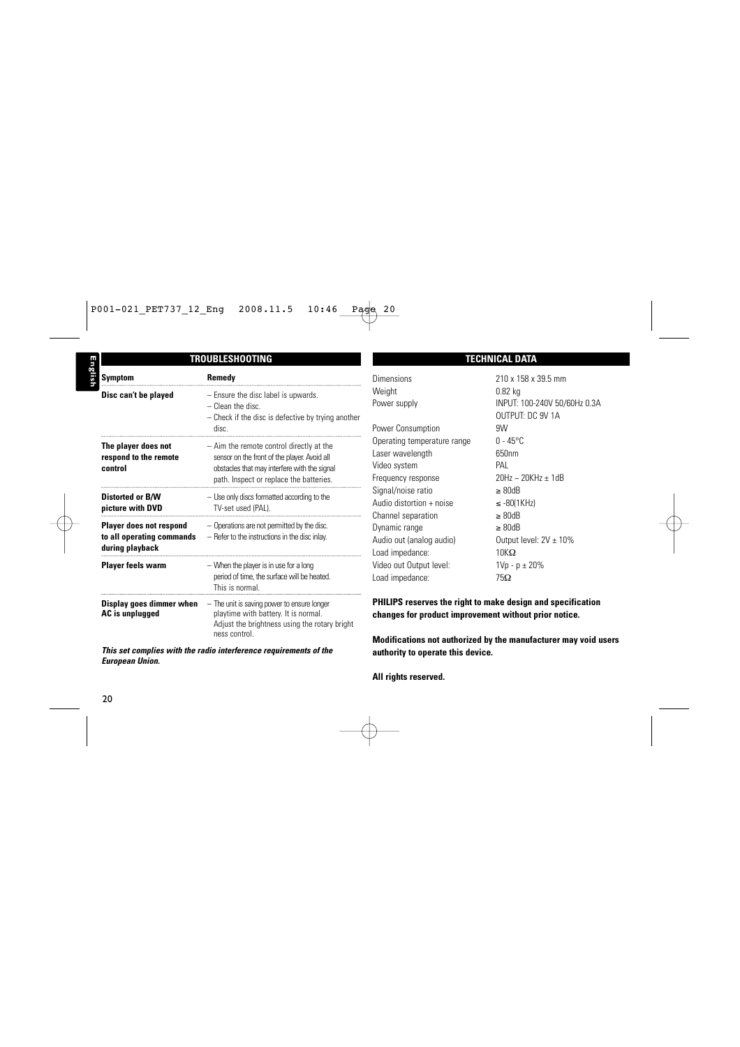## TROUBLESHOOTING

| Symptom | Remedy |
|---|---|
| **Disc can't be played** | – Ensure the disc label is upwards.<br>– Clean the disc.<br>– Check if the disc is defective by trying another disc. |
| **The player does not respond to the remote control** | – Aim the remote control directly at the sensor on the front of the player. Avoid all obstacles that may interfere with the signal path. Inspect or replace the batteries. |
| **Distorted or B/W picture with DVD** | – Use only discs formatted according to the TV-set used (PAL). |
| **Player does not respond to all operating commands during playback** | – Operations are not permitted by the disc.<br>– Refer to the instructions in the disc inlay. |
| **Player feels warm** | – When the player is in use for a long period of time, the surface will be heated. This is normal. |
| **Display goes dimmer when AC is unplugged** | – The unit is saving power to ensure longer playtime with battery. It is normal. Adjust the brightness using the rotary bright ness control. |

***This set complies with the radio interference requirements of the European Union.***

## TECHNICAL DATA

| | |
|---|---|
| Dimensions | 210 x 158 x 39.5 mm |
| Weight | 0.82 kg |
| Power supply | INPUT: 100-240V 50/60Hz 0.3A<br>OUTPUT: DC 9V 1A |
| Power Consumption | 9W |
| Operating temperature range | 0 - 45°C |
| Laser wavelength | 650nm |
| Video system | PAL |
| Frequency response | 20Hz – 20KHz ± 1dB |
| Signal/noise ratio | ≥ 80dB |
| Audio distortion + noise | ≤ -80(1KHz) |
| Channel separation | ≥ 80dB |
| Dynamic range | ≥ 80dB |
| Audio out (analog audio) | Output level: 2V ± 10% |
| Load impedance: | 10KΩ |
| Video out Output level: | 1Vp - p ± 20% |
| Load impedance: | 75Ω |

**PHILIPS reserves the right to make design and specification changes for product improvement without prior notice.**

**Modifications not authorized by the manufacturer may void users authority to operate this device.**

**All rights reserved.**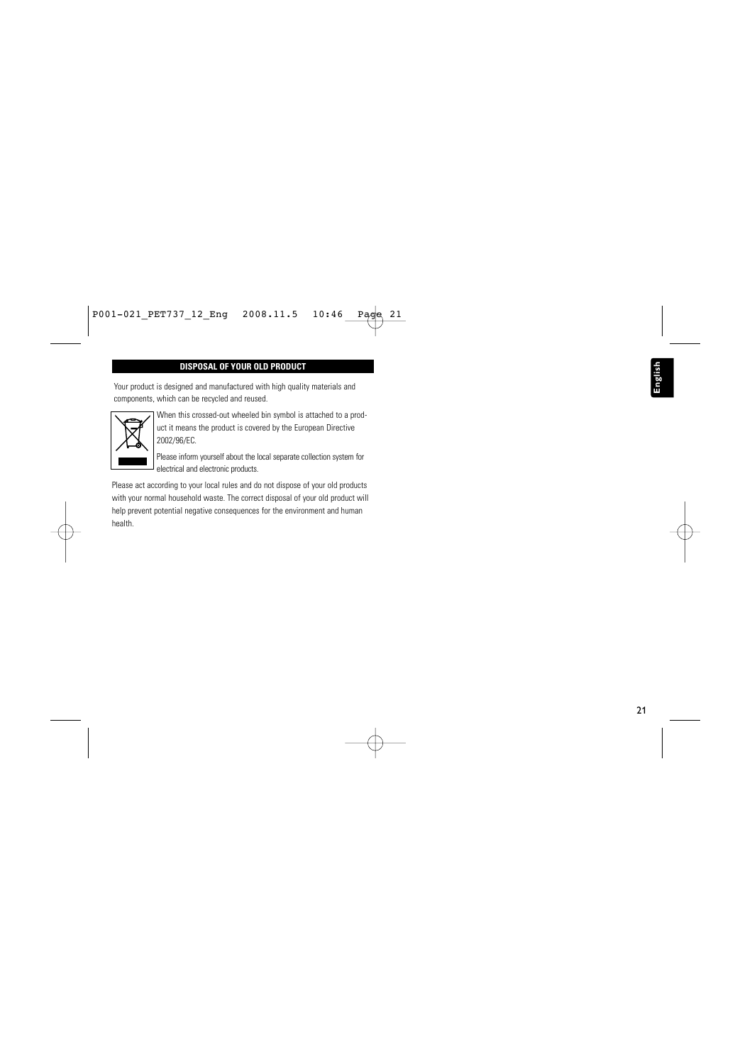## DISPOSAL OF YOUR OLD PRODUCT

Your product is designed and manufactured with high quality materials and components, which can be recycled and reused.

When this crossed-out wheeled bin symbol is attached to a product it means the product is covered by the European Directive 2002/96/EC.

Please inform yourself about the local separate collection system for electrical and electronic products.

Please act according to your local rules and do not dispose of your old products with your normal household waste. The correct disposal of your old product will help prevent potential negative consequences for the environment and human health.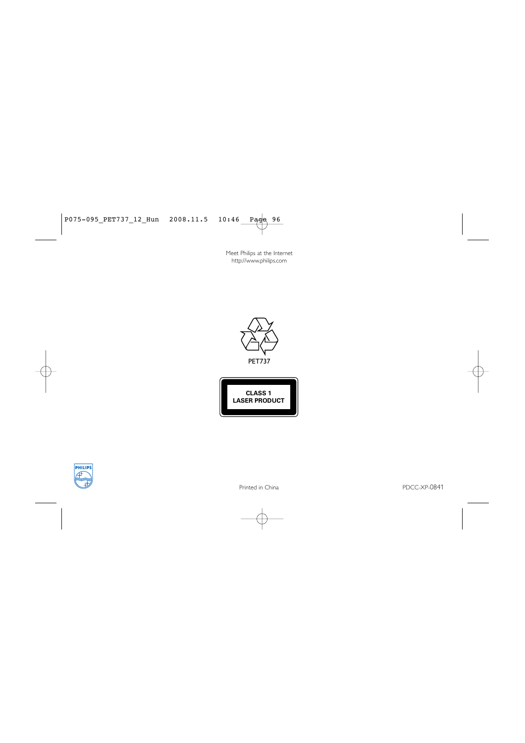Meet Philips at the Internet
http://www.philips.com

PET737

**CLASS 1
LASER PRODUCT**

PHILIPS

Printed in China

PDCC-XP-0841